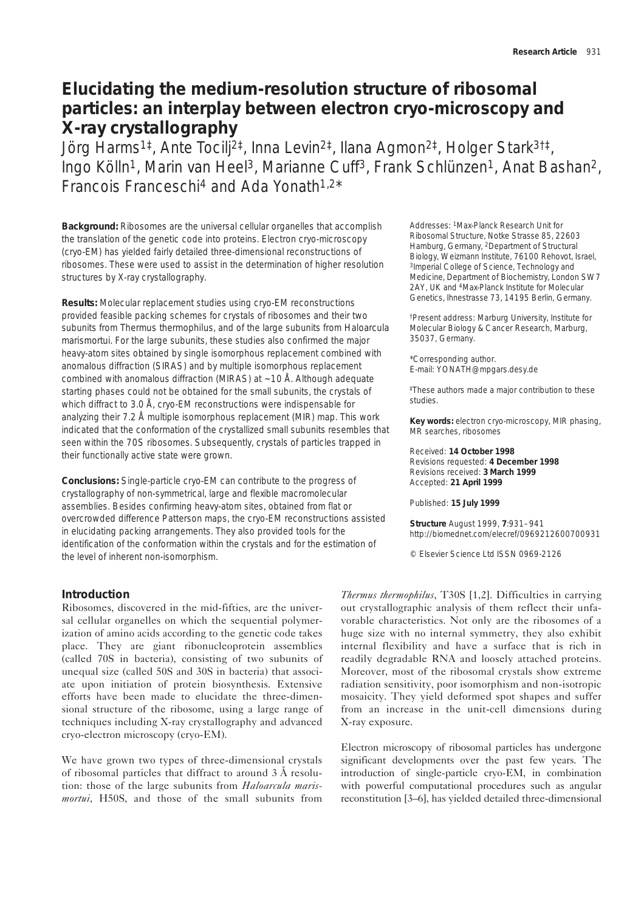# Elucidating the medium-resolution structure of ribosomal particles: an interplay between electron cryo-microscopy and X-ray crystallography

Jörg Harms[1‡], Ante Tocilj[2‡], Inna Levin[2‡], Ilana Agmon[2‡], Holger Stark[3†‡], Ingo Kölln[1], Marin van Heel[3], Marianne Cuff[3], Frank Schlünzen[1], Anat Bashan[2], Francois Franceschi[4] and Ada Yonath[1,2*]

**Background:** Ribosomes are the universal cellular organelles that accomplish the translation of the genetic code into proteins. Electron cryo-microscopy (cryo-EM) has yielded fairly detailed three-dimensional reconstructions of ribosomes. These were used to assist in the determination of higher resolution structures by X-ray crystallography.

**Results:** Molecular replacement studies using cryo-EM reconstructions provided feasible packing schemes for crystals of ribosomes and their two subunits from Thermus thermophilus, and of the large subunits from Haloarcula marismortui. For the large subunits, these studies also confirmed the major heavy-atom sites obtained by single isomorphous replacement combined with anomalous diffraction (SIRAS) and by multiple isomorphous replacement combined with anomalous diffraction (MIRAS) at ~10 Å. Although adequate starting phases could not be obtained for the small subunits, the crystals of which diffract to 3.0 Å, cryo-EM reconstructions were indispensable for analyzing their 7.2 Å multiple isomorphous replacement (MIR) map. This work indicated that the conformation of the crystallized small subunits resembles that seen within the 70S ribosomes. Subsequently, crystals of particles trapped in their functionally active state were grown.

**Conclusions:** Single-particle cryo-EM can contribute to the progress of crystallography of non-symmetrical, large and flexible macromolecular assemblies. Besides confirming heavy-atom sites, obtained from flat or overcrowded difference Patterson maps, the cryo-EM reconstructions assisted in elucidating packing arrangements. They also provided tools for the identification of the conformation within the crystals and for the estimation of the level of inherent non-isomorphism.

Addresses: [1]Max-Planck Research Unit for Ribosomal Structure, Notke Strasse 85, 22603 Hamburg, Germany, [2]Department of Structural Biology, Weizmann Institute, 76100 Rehovot, Israel, [3]Imperial College of Science, Technology and Medicine, Department of Biochemistry, London SW7 2AY, UK and [4]Max-Planck Institute for Molecular Genetics, Ihnestrasse 73, 14195 Berlin, Germany.

†Present address: Marburg University, Institute for Molecular Biology & Cancer Research, Marburg, 35037, Germany.

*Corresponding author.
E-mail: YONATH@mpgars.desy.de

‡These authors made a major contribution to these studies.

**Key words:** electron cryo-microscopy, MIR phasing, MR searches, ribosomes

Received: **14 October 1998**
Revisions requested: **4 December 1998**
Revisions received: **3 March 1999**
Accepted: **21 April 1999**

Published: **15 July 1999**

**Structure** August 1999, **7**:931–941
http://biomednet.com/elecref/0969212600700931

© Elsevier Science Ltd ISSN 0969-2126

## Introduction

Ribosomes, discovered in the mid-fifties, are the universal cellular organelles on which the sequential polymerization of amino acids according to the genetic code takes place. They are giant ribonucleoprotein assemblies (called 70S in bacteria), consisting of two subunits of unequal size (called 50S and 30S in bacteria) that associate upon initiation of protein biosynthesis. Extensive efforts have been made to elucidate the three-dimensional structure of the ribosome, using a large range of techniques including X-ray crystallography and advanced cryo-electron microscopy (cryo-EM).

We have grown two types of three-dimensional crystals of ribosomal particles that diffract to around 3 Å resolution: those of the large subunits from *Haloarcula marismortui*, H50S, and those of the small subunits from *Thermus thermophilus*, T30S [1,2]. Difficulties in carrying out crystallographic analysis of them reflect their unfavorable characteristics. Not only are the ribosomes of a huge size with no internal symmetry, they also exhibit internal flexibility and have a surface that is rich in readily degradable RNA and loosely attached proteins. Moreover, most of the ribosomal crystals show extreme radiation sensitivity, poor isomorphism and non-isotropic mosaicity. They yield deformed spot shapes and suffer from an increase in the unit-cell dimensions during X-ray exposure.

Electron microscopy of ribosomal particles has undergone significant developments over the past few years. The introduction of single-particle cryo-EM, in combination with powerful computational procedures such as angular reconstitution [3–6], has yielded detailed three-dimensional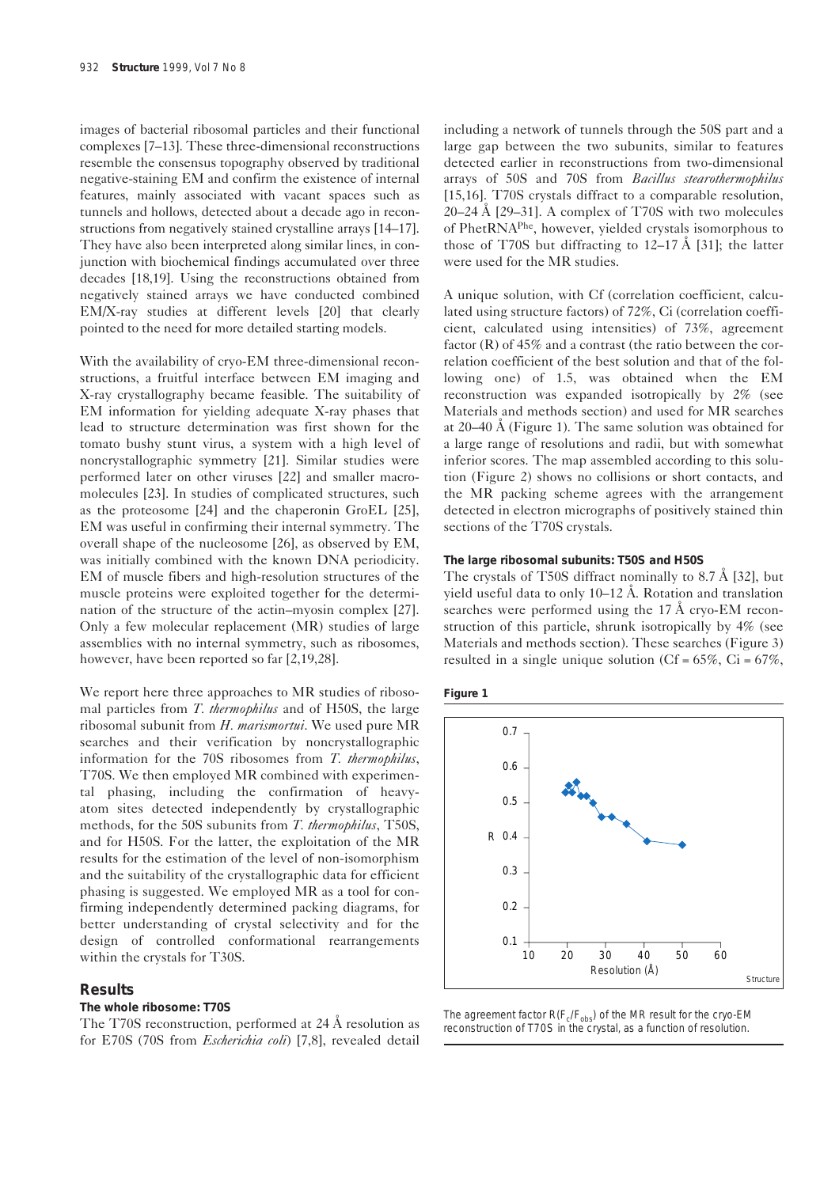images of bacterial ribosomal particles and their functional complexes [7–13]. These three-dimensional reconstructions resemble the consensus topography observed by traditional negative-staining EM and confirm the existence of internal features, mainly associated with vacant spaces such as tunnels and hollows, detected about a decade ago in reconstructions from negatively stained crystalline arrays [14–17]. They have also been interpreted along similar lines, in conjunction with biochemical findings accumulated over three decades [18,19]. Using the reconstructions obtained from negatively stained arrays we have conducted combined EM/X-ray studies at different levels [20] that clearly pointed to the need for more detailed starting models.

With the availability of cryo-EM three-dimensional reconstructions, a fruitful interface between EM imaging and X-ray crystallography became feasible. The suitability of EM information for yielding adequate X-ray phases that lead to structure determination was first shown for the tomato bushy stunt virus, a system with a high level of noncrystallographic symmetry [21]. Similar studies were performed later on other viruses [22] and smaller macromolecules [23]. In studies of complicated structures, such as the proteosome [24] and the chaperonin GroEL [25], EM was useful in confirming their internal symmetry. The overall shape of the nucleosome [26], as observed by EM, was initially combined with the known DNA periodicity. EM of muscle fibers and high-resolution structures of the muscle proteins were exploited together for the determination of the structure of the actin–myosin complex [27]. Only a few molecular replacement (MR) studies of large assemblies with no internal symmetry, such as ribosomes, however, have been reported so far [2,19,28].

We report here three approaches to MR studies of ribosomal particles from *T. thermophilus* and of H50S, the large ribosomal subunit from *H. marismortui*. We used pure MR searches and their verification by noncrystallographic information for the 70S ribosomes from *T. thermophilus*, T70S. We then employed MR combined with experimental phasing, including the confirmation of heavy-atom sites detected independently by crystallographic methods, for the 50S subunits from *T. thermophilus*, T50S, and for H50S. For the latter, the exploitation of the MR results for the estimation of the level of non-isomorphism and the suitability of the crystallographic data for efficient phasing is suggested. We employed MR as a tool for confirming independently determined packing diagrams, for better understanding of crystal selectivity and for the design of controlled conformational rearrangements within the crystals for T30S.

## Results

### The whole ribosome: T70S

The T70S reconstruction, performed at 24 Å resolution as for E70S (70S from *Escherichia coli*) [7,8], revealed detail including a network of tunnels through the 50S part and a large gap between the two subunits, similar to features detected earlier in reconstructions from two-dimensional arrays of 50S and 70S from *Bacillus stearothermophilus* [15,16]. T70S crystals diffract to a comparable resolution, 20–24 Å [29–31]. A complex of T70S with two molecules of PhetRNA$^{Phe}$, however, yielded crystals isomorphous to those of T70S but diffracting to 12–17 Å [31]; the latter were used for the MR studies.

A unique solution, with Cf (correlation coefficient, calculated using structure factors) of 72%, Ci (correlation coefficient, calculated using intensities) of 73%, agreement factor (R) of 45% and a contrast (the ratio between the correlation coefficient of the best solution and that of the following one) of 1.5, was obtained when the EM reconstruction was expanded isotropically by 2% (see Materials and methods section) and used for MR searches at 20–40 Å (Figure 1). The same solution was obtained for a large range of resolutions and radii, but with somewhat inferior scores. The map assembled according to this solution (Figure 2) shows no collisions or short contacts, and the MR packing scheme agrees with the arrangement detected in electron micrographs of positively stained thin sections of the T70S crystals.

### The large ribosomal subunits: T50S and H50S

The crystals of T50S diffract nominally to 8.7 Å [32], but yield useful data to only 10–12 Å. Rotation and translation searches were performed using the 17 Å cryo-EM reconstruction of this particle, shrunk isotropically by 4% (see Materials and methods section). These searches (Figure 3) resulted in a single unique solution (Cf = 65%, Ci = 67%,

**Figure 1**

The agreement factor $R(F_c/F_{obs})$ of the MR result for the cryo-EM reconstruction of T70S in the crystal, as a function of resolution.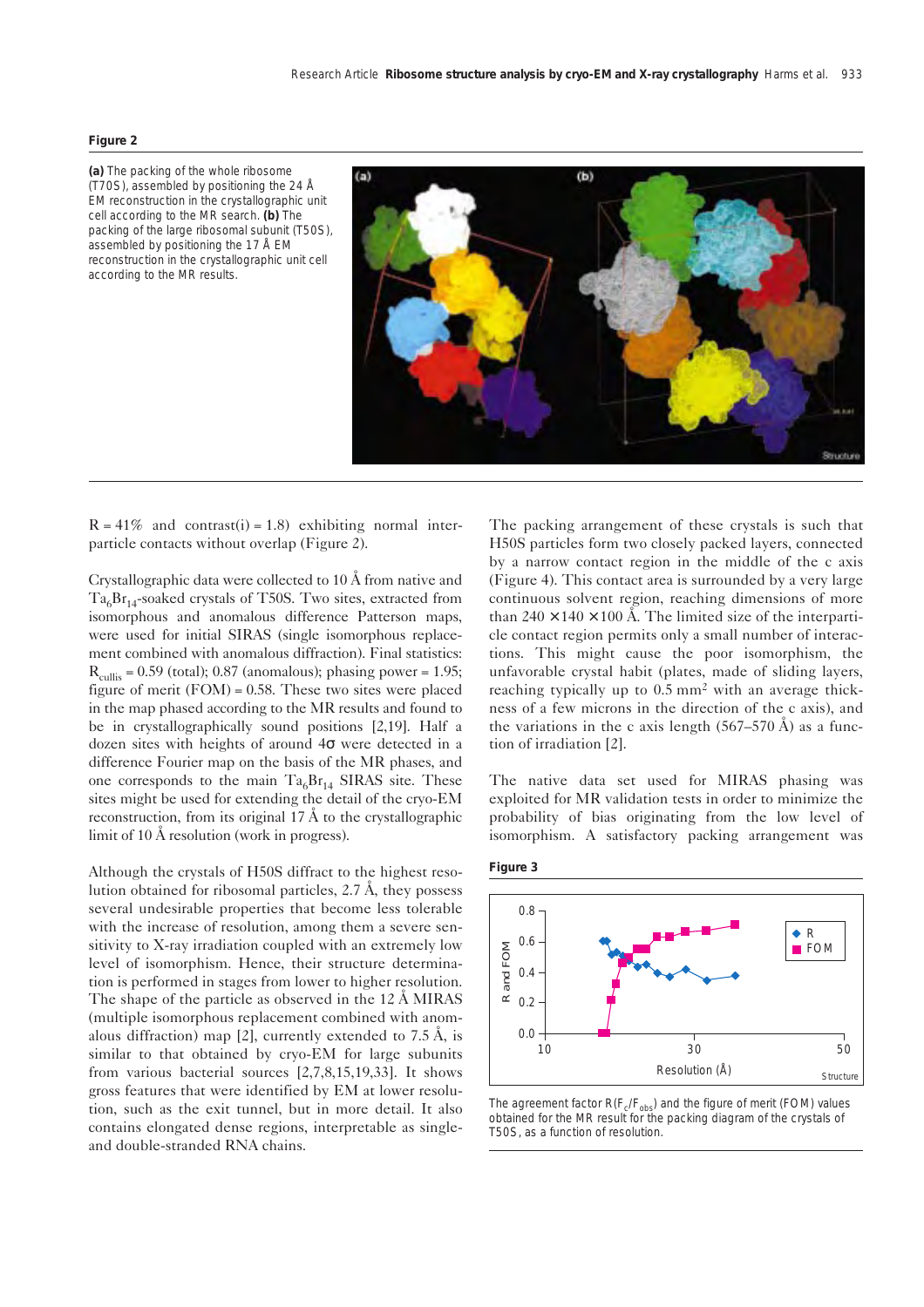**Figure 2**

**(a)** The packing of the whole ribosome (T70S), assembled by positioning the 24 Å EM reconstruction in the crystallographic unit cell according to the MR search. **(b)** The packing of the large ribosomal subunit (T50S), assembled by positioning the 17 Å EM reconstruction in the crystallographic unit cell according to the MR results.

R = 41% and contrast(i) = 1.8) exhibiting normal interparticle contacts without overlap (Figure 2).

Crystallographic data were collected to 10 Å from native and $Ta_6Br_{14}$-soaked crystals of T50S. Two sites, extracted from isomorphous and anomalous difference Patterson maps, were used for initial SIRAS (single isomorphous replacement combined with anomalous diffraction). Final statistics: $R_{cullis}$ = 0.59 (total); 0.87 (anomalous); phasing power = 1.95; figure of merit (FOM) = 0.58. These two sites were placed in the map phased according to the MR results and found to be in crystallographically sound positions [2,19]. Half a dozen sites with heights of around 4σ were detected in a difference Fourier map on the basis of the MR phases, and one corresponds to the main $Ta_6Br_{14}$ SIRAS site. These sites might be used for extending the detail of the cryo-EM reconstruction, from its original 17 Å to the crystallographic limit of 10 Å resolution (work in progress).

Although the crystals of H50S diffract to the highest resolution obtained for ribosomal particles, 2.7 Å, they possess several undesirable properties that become less tolerable with the increase of resolution, among them a severe sensitivity to X-ray irradiation coupled with an extremely low level of isomorphism. Hence, their structure determination is performed in stages from lower to higher resolution. The shape of the particle as observed in the 12 Å MIRAS (multiple isomorphous replacement combined with anomalous diffraction) map [2], currently extended to 7.5 Å, is similar to that obtained by cryo-EM for large subunits from various bacterial sources [2,7,8,15,19,33]. It shows gross features that were identified by EM at lower resolution, such as the exit tunnel, but in more detail. It also contains elongated dense regions, interpretable as single- and double-stranded RNA chains.

The packing arrangement of these crystals is such that H50S particles form two closely packed layers, connected by a narrow contact region in the middle of the c axis (Figure 4). This contact area is surrounded by a very large continuous solvent region, reaching dimensions of more than 240 × 140 × 100 Å. The limited size of the interparticle contact region permits only a small number of interactions. This might cause the poor isomorphism, the unfavorable crystal habit (plates, made of sliding layers, reaching typically up to 0.5 mm$^2$ with an average thickness of a few microns in the direction of the c axis), and the variations in the c axis length (567–570 Å) as a function of irradiation [2].

The native data set used for MIRAS phasing was exploited for MR validation tests in order to minimize the probability of bias originating from the low level of isomorphism. A satisfactory packing arrangement was

**Figure 3**

The agreement factor $R(F_c/F_{obs})$ and the figure of merit (FOM) values obtained for the MR result for the packing diagram of the crystals of T50S, as a function of resolution.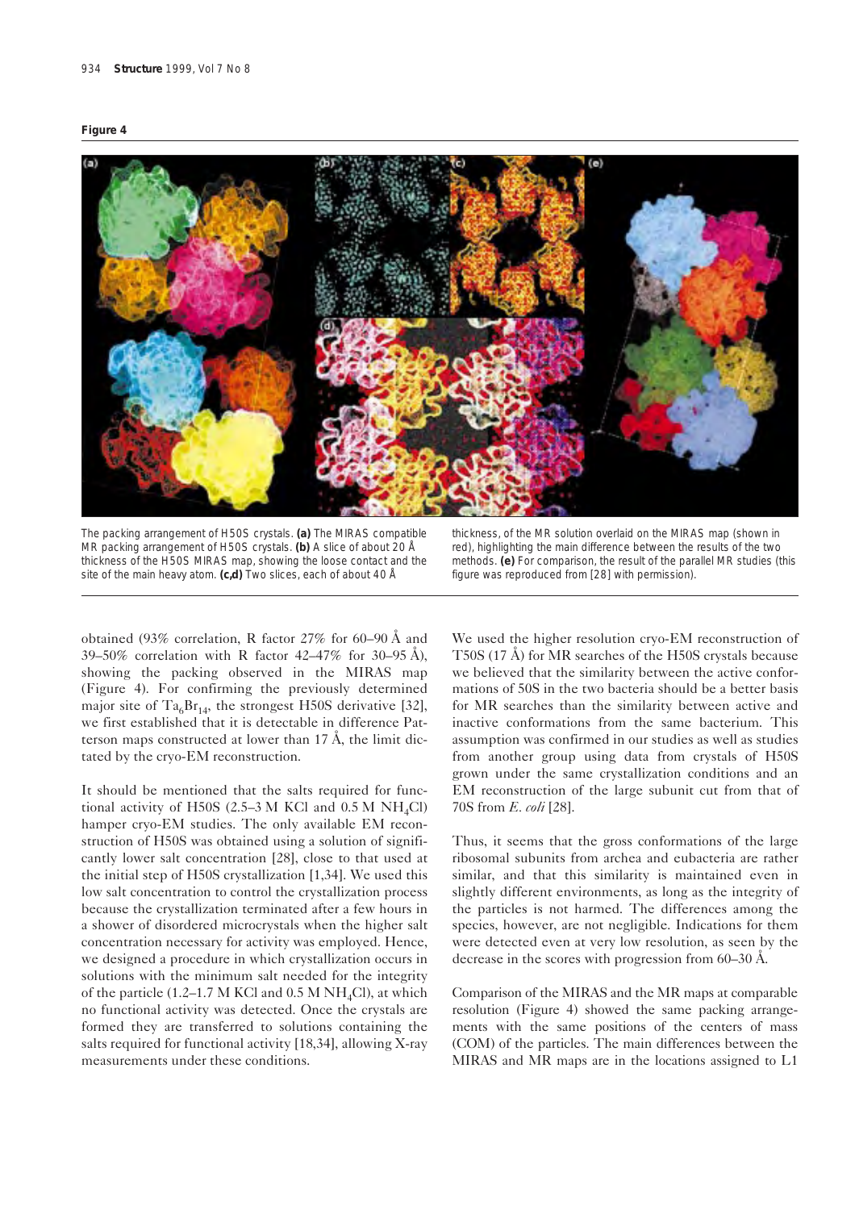**Figure 4**

The packing arrangement of H50S crystals. **(a)** The MIRAS compatible MR packing arrangement of H50S crystals. **(b)** A slice of about 20 Å thickness of the H50S MIRAS map, showing the loose contact and the site of the main heavy atom. **(c,d)** Two slices, each of about 40 Å thickness, of the MR solution overlaid on the MIRAS map (shown in red), highlighting the main difference between the results of the two methods. **(e)** For comparison, the result of the parallel MR studies (this figure was reproduced from [28] with permission).

obtained (93% correlation, R factor 27% for 60–90 Å and 39–50% correlation with R factor 42–47% for 30–95 Å), showing the packing observed in the MIRAS map (Figure 4). For confirming the previously determined major site of $Ta_6Br_{14}$, the strongest H50S derivative [32], we first established that it is detectable in difference Patterson maps constructed at lower than 17 Å, the limit dictated by the cryo-EM reconstruction.

It should be mentioned that the salts required for functional activity of H50S (2.5–3 M KCl and 0.5 M $NH_4Cl$) hamper cryo-EM studies. The only available EM reconstruction of H50S was obtained using a solution of significantly lower salt concentration [28], close to that used at the initial step of H50S crystallization [1,34]. We used this low salt concentration to control the crystallization process because the crystallization terminated after a few hours in a shower of disordered microcrystals when the higher salt concentration necessary for activity was employed. Hence, we designed a procedure in which crystallization occurs in solutions with the minimum salt needed for the integrity of the particle (1.2–1.7 M KCl and 0.5 M $NH_4Cl$), at which no functional activity was detected. Once the crystals are formed they are transferred to solutions containing the salts required for functional activity [18,34], allowing X-ray measurements under these conditions.

We used the higher resolution cryo-EM reconstruction of T50S (17 Å) for MR searches of the H50S crystals because we believed that the similarity between the active conformations of 50S in the two bacteria should be a better basis for MR searches than the similarity between active and inactive conformations from the same bacterium. This assumption was confirmed in our studies as well as studies from another group using data from crystals of H50S grown under the same crystallization conditions and an EM reconstruction of the large subunit cut from that of 70S from *E. coli* [28].

Thus, it seems that the gross conformations of the large ribosomal subunits from archea and eubacteria are rather similar, and that this similarity is maintained even in slightly different environments, as long as the integrity of the particles is not harmed. The differences among the species, however, are not negligible. Indications for them were detected even at very low resolution, as seen by the decrease in the scores with progression from 60–30 Å.

Comparison of the MIRAS and the MR maps at comparable resolution (Figure 4) showed the same packing arrangements with the same positions of the centers of mass (COM) of the particles. The main differences between the MIRAS and MR maps are in the locations assigned to L1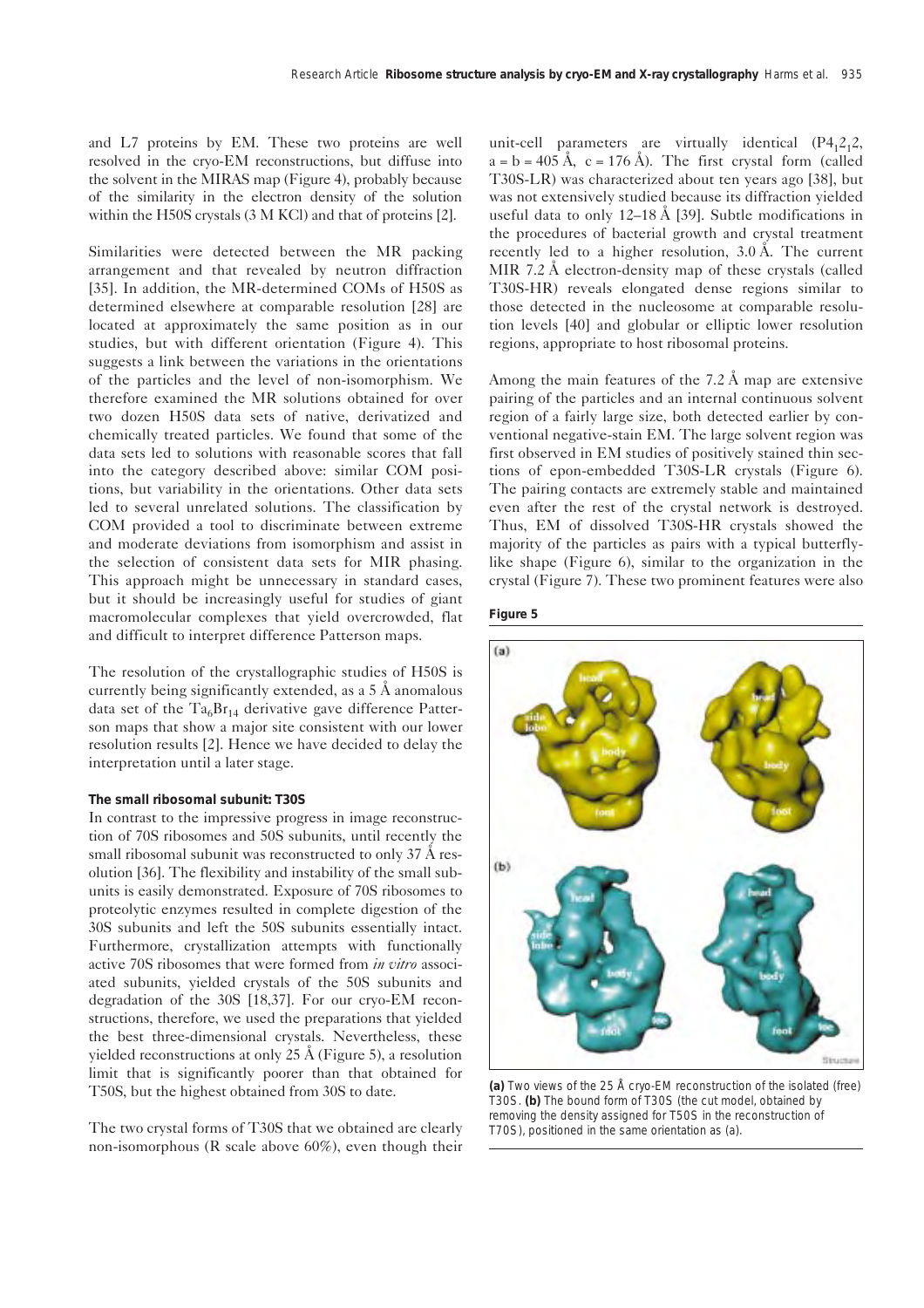and L7 proteins by EM. These two proteins are well resolved in the cryo-EM reconstructions, but diffuse into the solvent in the MIRAS map (Figure 4), probably because of the similarity in the electron density of the solution within the H50S crystals (3 M KCl) and that of proteins [2].

Similarities were detected between the MR packing arrangement and that revealed by neutron diffraction [35]. In addition, the MR-determined COMs of H50S as determined elsewhere at comparable resolution [28] are located at approximately the same position as in our studies, but with different orientation (Figure 4). This suggests a link between the variations in the orientations of the particles and the level of non-isomorphism. We therefore examined the MR solutions obtained for over two dozen H50S data sets of native, derivatized and chemically treated particles. We found that some of the data sets led to solutions with reasonable scores that fall into the category described above: similar COM positions, but variability in the orientations. Other data sets led to several unrelated solutions. The classification by COM provided a tool to discriminate between extreme and moderate deviations from isomorphism and assist in the selection of consistent data sets for MIR phasing. This approach might be unnecessary in standard cases, but it should be increasingly useful for studies of giant macromolecular complexes that yield overcrowded, flat and difficult to interpret difference Patterson maps.

The resolution of the crystallographic studies of H50S is currently being significantly extended, as a 5 Å anomalous data set of the $Ta_6Br_{14}$ derivative gave difference Patterson maps that show a major site consistent with our lower resolution results [2]. Hence we have decided to delay the interpretation until a later stage.

### The small ribosomal subunit: T30S

In contrast to the impressive progress in image reconstruction of 70S ribosomes and 50S subunits, until recently the small ribosomal subunit was reconstructed to only 37 Å resolution [36]. The flexibility and instability of the small subunits is easily demonstrated. Exposure of 70S ribosomes to proteolytic enzymes resulted in complete digestion of the 30S subunits and left the 50S subunits essentially intact. Furthermore, crystallization attempts with functionally active 70S ribosomes that were formed from *in vitro* associated subunits, yielded crystals of the 50S subunits and degradation of the 30S [18,37]. For our cryo-EM reconstructions, therefore, we used the preparations that yielded the best three-dimensional crystals. Nevertheless, these yielded reconstructions at only 25 Å (Figure 5), a resolution limit that is significantly poorer than that obtained for T50S, but the highest obtained from 30S to date.

The two crystal forms of T30S that we obtained are clearly non-isomorphous (R scale above 60%), even though their unit-cell parameters are virtually identical ($P4_12_12$, a = b = 405 Å, c = 176 Å). The first crystal form (called T30S-LR) was characterized about ten years ago [38], but was not extensively studied because its diffraction yielded useful data to only 12–18 Å [39]. Subtle modifications in the procedures of bacterial growth and crystal treatment recently led to a higher resolution, 3.0 Å. The current MIR 7.2 Å electron-density map of these crystals (called T30S-HR) reveals elongated dense regions similar to those detected in the nucleosome at comparable resolution levels [40] and globular or elliptic lower resolution regions, appropriate to host ribosomal proteins.

Among the main features of the 7.2 Å map are extensive pairing of the particles and an internal continuous solvent region of a fairly large size, both detected earlier by conventional negative-stain EM. The large solvent region was first observed in EM studies of positively stained thin sections of epon-embedded T30S-LR crystals (Figure 6). The pairing contacts are extremely stable and maintained even after the rest of the crystal network is destroyed. Thus, EM of dissolved T30S-HR crystals showed the majority of the particles as pairs with a typical butterfly-like shape (Figure 6), similar to the organization in the crystal (Figure 7). These two prominent features were also

**Figure 5**

**(a)** Two views of the 25 Å cryo-EM reconstruction of the isolated (free) T30S. **(b)** The bound form of T30S (the cut model, obtained by removing the density assigned for T50S in the reconstruction of T70S), positioned in the same orientation as (a).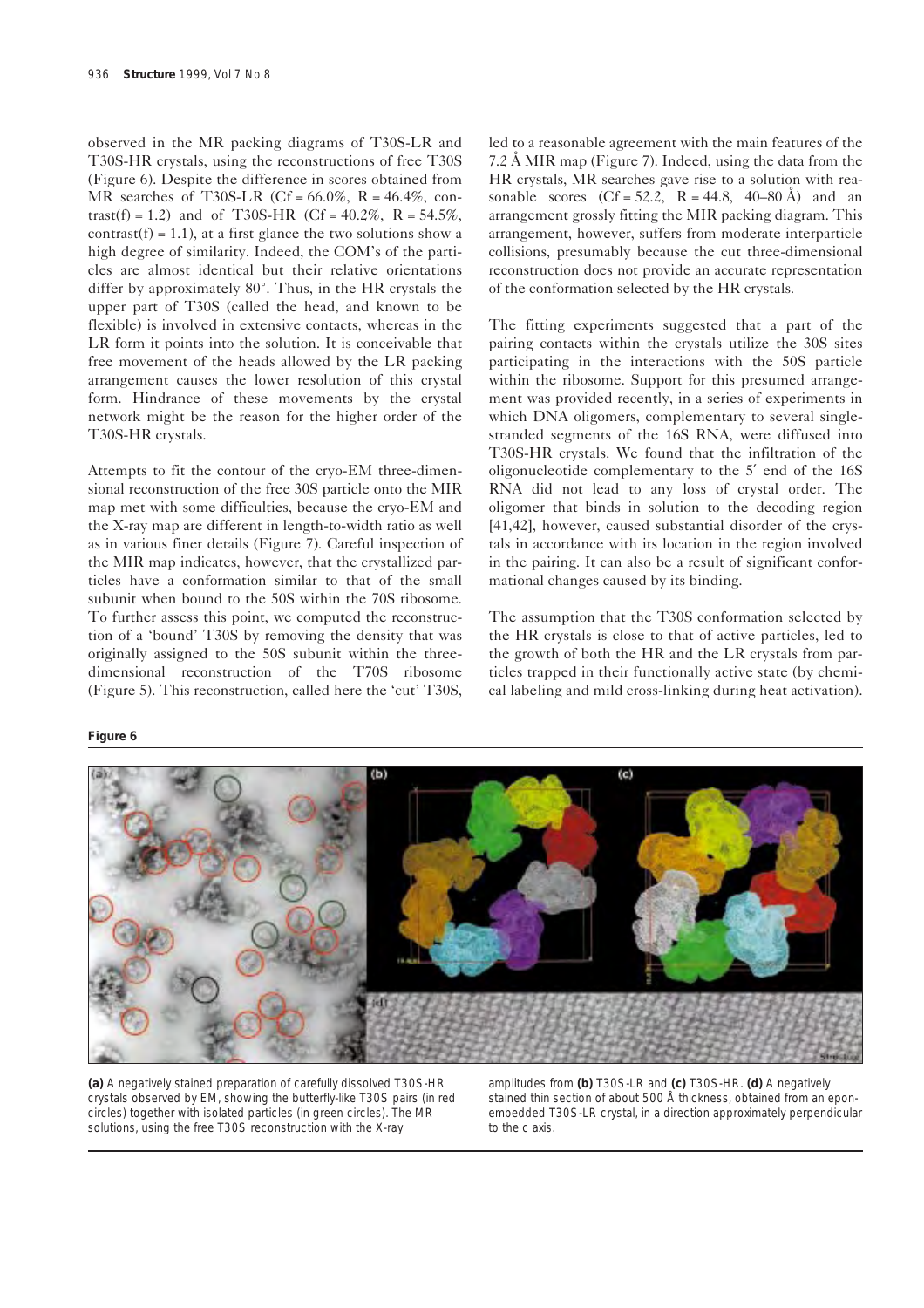observed in the MR packing diagrams of T30S-LR and T30S-HR crystals, using the reconstructions of free T30S (Figure 6). Despite the difference in scores obtained from MR searches of T30S-LR (Cf = 66.0%, R = 46.4%, contrast(f) = 1.2) and of T30S-HR (Cf = 40.2%, R = 54.5%, contrast(f) = 1.1), at a first glance the two solutions show a high degree of similarity. Indeed, the COM's of the particles are almost identical but their relative orientations differ by approximately 80°. Thus, in the HR crystals the upper part of T30S (called the head, and known to be flexible) is involved in extensive contacts, whereas in the LR form it points into the solution. It is conceivable that free movement of the heads allowed by the LR packing arrangement causes the lower resolution of this crystal form. Hindrance of these movements by the crystal network might be the reason for the higher order of the T30S-HR crystals.

Attempts to fit the contour of the cryo-EM three-dimensional reconstruction of the free 30S particle onto the MIR map met with some difficulties, because the cryo-EM and the X-ray map are different in length-to-width ratio as well as in various finer details (Figure 7). Careful inspection of the MIR map indicates, however, that the crystallized particles have a conformation similar to that of the small subunit when bound to the 50S within the 70S ribosome. To further assess this point, we computed the reconstruction of a 'bound' T30S by removing the density that was originally assigned to the 50S subunit within the three-dimensional reconstruction of the T70S ribosome (Figure 5). This reconstruction, called here the 'cut' T30S, led to a reasonable agreement with the main features of the 7.2 Å MIR map (Figure 7). Indeed, using the data from the HR crystals, MR searches gave rise to a solution with reasonable scores (Cf = 52.2, R = 44.8, 40–80 Å) and an arrangement grossly fitting the MIR packing diagram. This arrangement, however, suffers from moderate interparticle collisions, presumably because the cut three-dimensional reconstruction does not provide an accurate representation of the conformation selected by the HR crystals.

The fitting experiments suggested that a part of the pairing contacts within the crystals utilize the 30S sites participating in the interactions with the 50S particle within the ribosome. Support for this presumed arrangement was provided recently, in a series of experiments in which DNA oligomers, complementary to several single-stranded segments of the 16S RNA, were diffused into T30S-HR crystals. We found that the infiltration of the oligonucleotide complementary to the 5′ end of the 16S RNA did not lead to any loss of crystal order. The oligomer that binds in solution to the decoding region [41,42], however, caused substantial disorder of the crystals in accordance with its location in the region involved in the pairing. It can also be a result of significant conformational changes caused by its binding.

The assumption that the T30S conformation selected by the HR crystals is close to that of active particles, led to the growth of both the HR and the LR crystals from particles trapped in their functionally active state (by chemical labeling and mild cross-linking during heat activation).

**Figure 6**

**(a)** A negatively stained preparation of carefully dissolved T30S-HR crystals observed by EM, showing the butterfly-like T30S pairs (in red circles) together with isolated particles (in green circles). The MR solutions, using the free T30S reconstruction with the X-ray amplitudes from **(b)** T30S-LR and **(c)** T30S-HR. **(d)** A negatively stained thin section of about 500 Å thickness, obtained from an epon-embedded T30S-LR crystal, in a direction approximately perpendicular to the c axis.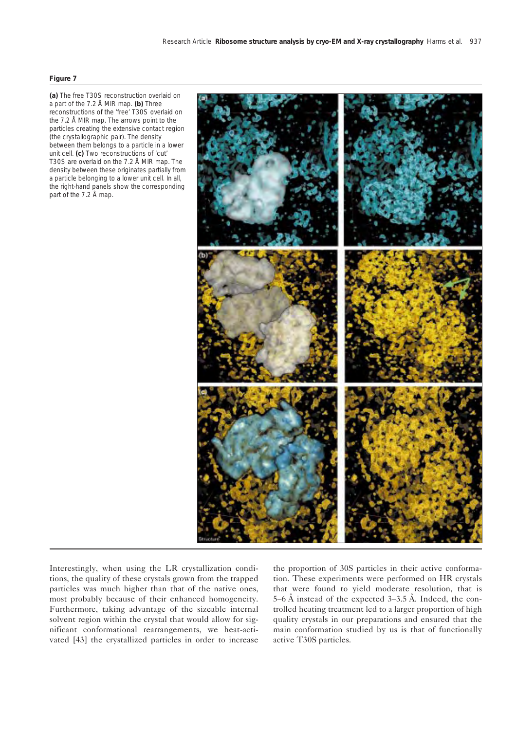**Figure 7**

**(a)** The free T30S reconstruction overlaid on a part of the 7.2 Å MIR map. **(b)** Three reconstructions of the 'free' T30S overlaid on the 7.2 Å MIR map. The arrows point to the particles creating the extensive contact region (the crystallographic pair). The density between them belongs to a particle in a lower unit cell. **(c)** Two reconstructions of 'cut' T30S are overlaid on the 7.2 Å MIR map. The density between these originates partially from a particle belonging to a lower unit cell. In all, the right-hand panels show the corresponding part of the 7.2 Å map.

Interestingly, when using the LR crystallization conditions, the quality of these crystals grown from the trapped particles was much higher than that of the native ones, most probably because of their enhanced homogeneity. Furthermore, taking advantage of the sizeable internal solvent region within the crystal that would allow for significant conformational rearrangements, we heat-activated [43] the crystallized particles in order to increase the proportion of 30S particles in their active conformation. These experiments were performed on HR crystals that were found to yield moderate resolution, that is 5–6 Å instead of the expected 3–3.5 Å. Indeed, the controlled heating treatment led to a larger proportion of high quality crystals in our preparations and ensured that the main conformation studied by us is that of functionally active T30S particles.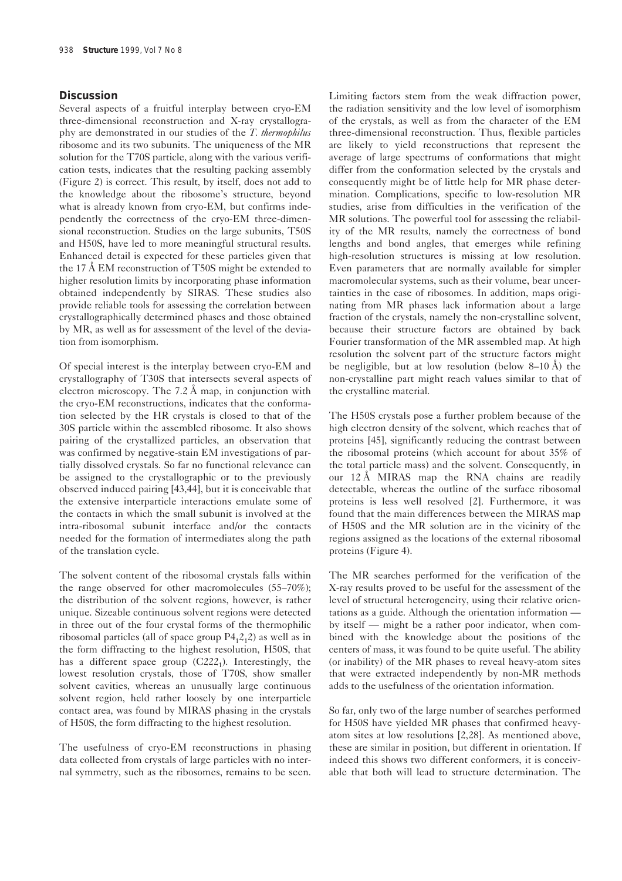## Discussion

Several aspects of a fruitful interplay between cryo-EM three-dimensional reconstruction and X-ray crystallography are demonstrated in our studies of the *T. thermophilus* ribosome and its two subunits. The uniqueness of the MR solution for the T70S particle, along with the various verification tests, indicates that the resulting packing assembly (Figure 2) is correct. This result, by itself, does not add to the knowledge about the ribosome's structure, beyond what is already known from cryo-EM, but confirms independently the correctness of the cryo-EM three-dimensional reconstruction. Studies on the large subunits, T50S and H50S, have led to more meaningful structural results. Enhanced detail is expected for these particles given that the 17 Å EM reconstruction of T50S might be extended to higher resolution limits by incorporating phase information obtained independently by SIRAS. These studies also provide reliable tools for assessing the correlation between crystallographically determined phases and those obtained by MR, as well as for assessment of the level of the deviation from isomorphism.

Of special interest is the interplay between cryo-EM and crystallography of T30S that intersects several aspects of electron microscopy. The 7.2 Å map, in conjunction with the cryo-EM reconstructions, indicates that the conformation selected by the HR crystals is closed to that of the 30S particle within the assembled ribosome. It also shows pairing of the crystallized particles, an observation that was confirmed by negative-stain EM investigations of partially dissolved crystals. So far no functional relevance can be assigned to the crystallographic or to the previously observed induced pairing [43,44], but it is conceivable that the extensive interparticle interactions emulate some of the contacts in which the small subunit is involved at the intra-ribosomal subunit interface and/or the contacts needed for the formation of intermediates along the path of the translation cycle.

The solvent content of the ribosomal crystals falls within the range observed for other macromolecules (55–70%); the distribution of the solvent regions, however, is rather unique. Sizeable continuous solvent regions were detected in three out of the four crystal forms of the thermophilic ribosomal particles (all of space group $P4_12_12$) as well as in the form diffracting to the highest resolution, H50S, that has a different space group ($C222_1$). Interestingly, the lowest resolution crystals, those of T70S, show smaller solvent cavities, whereas an unusually large continuous solvent region, held rather loosely by one interparticle contact area, was found by MIRAS phasing in the crystals of H50S, the form diffracting to the highest resolution.

The usefulness of cryo-EM reconstructions in phasing data collected from crystals of large particles with no internal symmetry, such as the ribosomes, remains to be seen. Limiting factors stem from the weak diffraction power, the radiation sensitivity and the low level of isomorphism of the crystals, as well as from the character of the EM three-dimensional reconstruction. Thus, flexible particles are likely to yield reconstructions that represent the average of large spectrums of conformations that might differ from the conformation selected by the crystals and consequently might be of little help for MR phase determination. Complications, specific to low-resolution MR studies, arise from difficulties in the verification of the MR solutions. The powerful tool for assessing the reliability of the MR results, namely the correctness of bond lengths and bond angles, that emerges while refining high-resolution structures is missing at low resolution. Even parameters that are normally available for simpler macromolecular systems, such as their volume, bear uncertainties in the case of ribosomes. In addition, maps originating from MR phases lack information about a large fraction of the crystals, namely the non-crystalline solvent, because their structure factors are obtained by back Fourier transformation of the MR assembled map. At high resolution the solvent part of the structure factors might be negligible, but at low resolution (below 8–10 Å) the non-crystalline part might reach values similar to that of the crystalline material.

The H50S crystals pose a further problem because of the high electron density of the solvent, which reaches that of proteins [45], significantly reducing the contrast between the ribosomal proteins (which account for about 35% of the total particle mass) and the solvent. Consequently, in our 12 Å MIRAS map the RNA chains are readily detectable, whereas the outline of the surface ribosomal proteins is less well resolved [2]. Furthermore, it was found that the main differences between the MIRAS map of H50S and the MR solution are in the vicinity of the regions assigned as the locations of the external ribosomal proteins (Figure 4).

The MR searches performed for the verification of the X-ray results proved to be useful for the assessment of the level of structural heterogeneity, using their relative orientations as a guide. Although the orientation information — by itself — might be a rather poor indicator, when combined with the knowledge about the positions of the centers of mass, it was found to be quite useful. The ability (or inability) of the MR phases to reveal heavy-atom sites that were extracted independently by non-MR methods adds to the usefulness of the orientation information.

So far, only two of the large number of searches performed for H50S have yielded MR phases that confirmed heavy-atom sites at low resolutions [2,28]. As mentioned above, these are similar in position, but different in orientation. If indeed this shows two different conformers, it is conceivable that both will lead to structure determination. The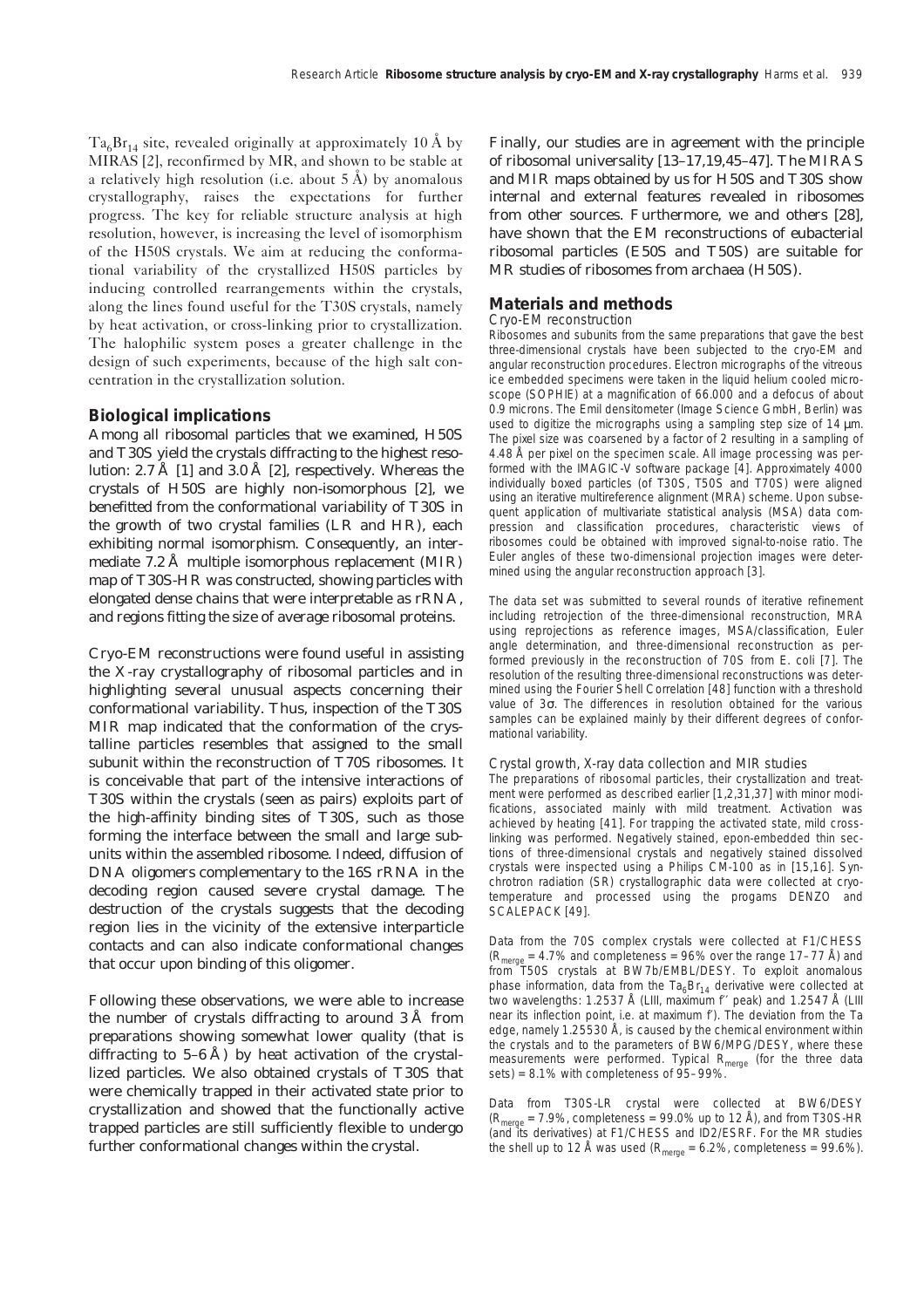$Ta_6Br_{14}$ site, revealed originally at approximately 10 Å by MIRAS [2], reconfirmed by MR, and shown to be stable at a relatively high resolution (i.e. about 5 Å) by anomalous crystallography, raises the expectations for further progress. The key for reliable structure analysis at high resolution, however, is increasing the level of isomorphism of the H50S crystals. We aim at reducing the conformational variability of the crystallized H50S particles by inducing controlled rearrangements within the crystals, along the lines found useful for the T30S crystals, namely by heat activation, or cross-linking prior to crystallization. The halophilic system poses a greater challenge in the design of such experiments, because of the high salt concentration in the crystallization solution.

## Biological implications

Among all ribosomal particles that we examined, H50S and T30S yield the crystals diffracting to the highest resolution: 2.7 Å [1] and 3.0 Å [2], respectively. Whereas the crystals of H50S are highly non-isomorphous [2], we benefitted from the conformational variability of T30S in the growth of two crystal families (LR and HR), each exhibiting normal isomorphism. Consequently, an intermediate 7.2 Å multiple isomorphous replacement (MIR) map of T30S-HR was constructed, showing particles with elongated dense chains that were interpretable as rRNA, and regions fitting the size of average ribosomal proteins.

Cryo-EM reconstructions were found useful in assisting the X-ray crystallography of ribosomal particles and in highlighting several unusual aspects concerning their conformational variability. Thus, inspection of the T30S MIR map indicated that the conformation of the crystalline particles resembles that assigned to the small subunit within the reconstruction of T70S ribosomes. It is conceivable that part of the intensive interactions of T30S within the crystals (seen as pairs) exploits part of the high-affinity binding sites of T30S, such as those forming the interface between the small and large subunits within the assembled ribosome. Indeed, diffusion of DNA oligomers complementary to the 16S rRNA in the decoding region caused severe crystal damage. The destruction of the crystals suggests that the decoding region lies in the vicinity of the extensive interparticle contacts and can also indicate conformational changes that occur upon binding of this oligomer.

Following these observations, we were able to increase the number of crystals diffracting to around 3 Å from preparations showing somewhat lower quality (that is diffracting to 5–6 Å) by heat activation of the crystallized particles. We also obtained crystals of T30S that were chemically trapped in their activated state prior to crystallization and showed that the functionally active trapped particles are still sufficiently flexible to undergo further conformational changes within the crystal.

Finally, our studies are in agreement with the principle of ribosomal universality [13–17,19,45–47]. The MIRAS and MIR maps obtained by us for H50S and T30S show internal and external features revealed in ribosomes from other sources. Furthermore, we and others [28], have shown that the EM reconstructions of eubacterial ribosomal particles (E50S and T50S) are suitable for MR studies of ribosomes from archaea (H50S).

## Materials and methods

### Cryo-EM reconstruction

Ribosomes and subunits from the same preparations that gave the best three-dimensional crystals have been subjected to the cryo-EM and angular reconstruction procedures. Electron micrographs of the vitreous ice embedded specimens were taken in the liquid helium cooled microscope (SOPHIE) at a magnification of 66.000 and a defocus of about 0.9 microns. The Emil densitometer (Image Science GmbH, Berlin) was used to digitize the micrographs using a sampling step size of 14 µm. The pixel size was coarsened by a factor of 2 resulting in a sampling of 4.48 Å per pixel on the specimen scale. All image processing was performed with the IMAGIC-V software package [4]. Approximately 4000 individually boxed particles (of T30S, T50S and T70S) were aligned using an iterative multireference alignment (MRA) scheme. Upon subsequent application of multivariate statistical analysis (MSA) data compression and classification procedures, characteristic views of ribosomes could be obtained with improved signal-to-noise ratio. The Euler angles of these two-dimensional projection images were determined using the angular reconstruction approach [3].

The data set was submitted to several rounds of iterative refinement including retrojection of the three-dimensional reconstruction, MRA using reprojections as reference images, MSA/classification, Euler angle determination, and three-dimensional reconstruction as performed previously in the reconstruction of 70S from E. coli [7]. The resolution of the resulting three-dimensional reconstructions was determined using the Fourier Shell Correlation [48] function with a threshold value of 3σ. The differences in resolution obtained for the various samples can be explained mainly by their different degrees of conformational variability.

### Crystal growth, X-ray data collection and MIR studies

The preparations of ribosomal particles, their crystallization and treatment were performed as described earlier [1,2,31,37] with minor modifications, associated mainly with mild treatment. Activation was achieved by heating [41]. For trapping the activated state, mild cross-linking was performed. Negatively stained, epon-embedded thin sections of three-dimensional crystals and negatively stained dissolved crystals were inspected using a Philips CM-100 as in [15,16]. Synchrotron radiation (SR) crystallographic data were collected at cryotemperature and processed using the progams DENZO and SCALEPACK [49].

Data from the 70S complex crystals were collected at F1/CHESS ($R_{merge}$ = 4.7% and completeness = 96% over the range 17–77 Å) and from T50S crystals at BW7b/EMBL/DESY. To exploit anomalous phase information, data from the $Ta_6Br_{14}$ derivative were collected at two wavelengths: 1.2537 Å (LIII, maximum f″ peak) and 1.2547 Å (LIII near its inflection point, i.e. at maximum f′). The deviation from the Ta edge, namely 1.25530 Å, is caused by the chemical environment within the crystals and to the parameters of BW6/MPG/DESY, where these measurements were performed. Typical $R_{merge}$ (for the three data sets) = 8.1% with completeness of 95–99%.

Data from T30S-LR crystal were collected at BW6/DESY ($R_{merge}$ = 7.9%, completeness = 99.0% up to 12 Å), and from T30S-HR (and its derivatives) at F1/CHESS and ID2/ESRF. For the MR studies the shell up to 12 Å was used ($R_{merge}$ = 6.2%, completeness = 99.6%).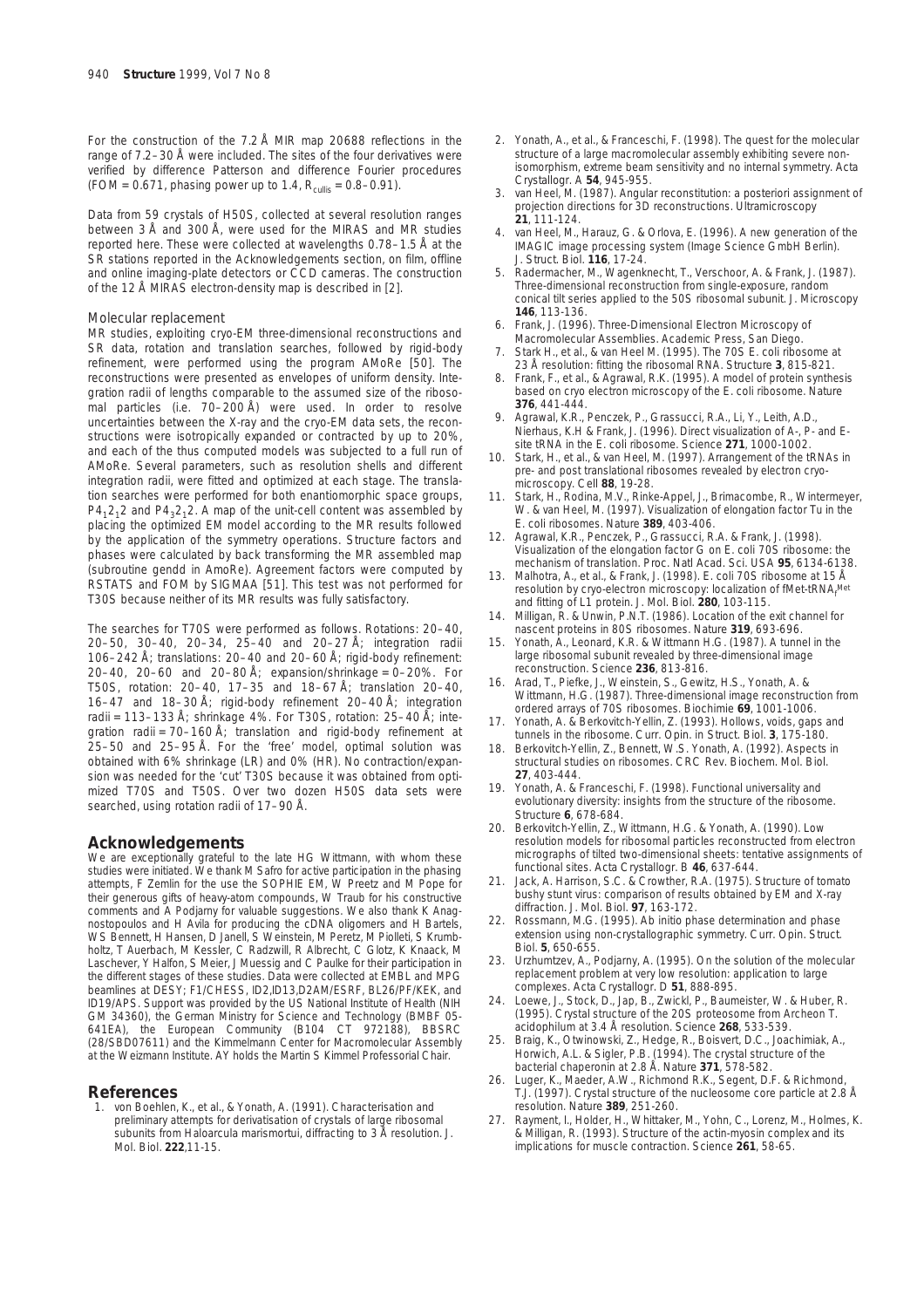For the construction of the 7.2 Å MIR map 20688 reflections in the range of 7.2–30 Å were included. The sites of the four derivatives were verified by difference Patterson and difference Fourier procedures (FOM = 0.671, phasing power up to 1.4, $R_{cullis}$ = 0.8–0.91).

Data from 59 crystals of H50S, collected at several resolution ranges between 3 Å and 300 Å, were used for the MIRAS and MR studies reported here. These were collected at wavelengths 0.78–1.5 Å at the SR stations reported in the Acknowledgements section, on film, offline and online imaging-plate detectors or CCD cameras. The construction of the 12 Å MIRAS electron-density map is described in [2].

### Molecular replacement

MR studies, exploiting cryo-EM three-dimensional reconstructions and SR data, rotation and translation searches, followed by rigid-body refinement, were performed using the program AMoRe [50]. The reconstructions were presented as envelopes of uniform density. Integration radii of lengths comparable to the assumed size of the ribosomal particles (i.e. 70–200 Å) were used. In order to resolve uncertainties between the X-ray and the cryo-EM data sets, the reconstructions were isotropically expanded or contracted by up to 20%, and each of the thus computed models was subjected to a full run of AMoRe. Several parameters, such as resolution shells and different integration radii, were fitted and optimized at each stage. The translation searches were performed for both enantiomorphic space groups, $P4_12_12$ and $P4_32_12$. A map of the unit-cell content was assembled by placing the optimized EM model according to the MR results followed by the application of the symmetry operations. Structure factors and phases were calculated by back transforming the MR assembled map (subroutine gendd in AmoRe). Agreement factors were computed by RSTATS and FOM by SIGMAA [51]. This test was not performed for T30S because neither of its MR results was fully satisfactory.

The searches for T70S were performed as follows. Rotations: 20–40, 20–50, 30–40, 20–34, 25–40 and 20–27 Å; integration radii 106–242 Å; translations: 20–40 and 20–60 Å; rigid-body refinement: 20–40, 20–60 and 20–80 Å; expansion/shrinkage = 0–20%. For T50S, rotation: 20–40, 17–35 and 18–67 Å; translation 20–40, 16–47 and 18–30 Å; rigid-body refinement 20–40 Å; integration radii = 113–133 Å; shrinkage 4%. For T30S, rotation: 25–40 Å; integration radii = 70–160 Å; translation and rigid-body refinement at 25–50 and 25–95 Å. For the 'free' model, optimal solution was obtained with 6% shrinkage (LR) and 0% (HR). No contraction/expansion was needed for the 'cut' T30S because it was obtained from optimized T70S and T50S. Over two dozen H50S data sets were searched, using rotation radii of 17–90 Å.

## Acknowledgements

We are exceptionally grateful to the late HG Wittmann, with whom these studies were initiated. We thank M Safro for active participation in the phasing attempts, F Zemlin for the use the SOPHIE EM, W Preetz and M Pope for their generous gifts of heavy-atom compounds, W Traub for his constructive comments and A Podjarny for valuable suggestions. We also thank K Anagnostopoulos and H Avila for producing the cDNA oligomers and H Bartels, WS Bennett, H Hansen, D Janell, S Weinstein, M Peretz, M Piolleti, S Krumbholtz, T Auerbach, M Kessler, C Radzwill, R Albrecht, C Glotz, K Knaack, M Laschever, Y Halfon, S Meier, J Muessig and C Paulke for their participation in the different stages of these studies. Data were collected at EMBL and MPG beamlines at DESY; F1/CHESS, ID2,ID13,D2AM/ESRF, BL26/PF/KEK, and ID19/APS. Support was provided by the US National Institute of Health (NIH GM 34360), the German Ministry for Science and Technology (BMBF 05-641EA), the European Community (B104 CT 972188), BBSRC (28/SBD07611) and the Kimmelmann Center for Macromolecular Assembly at the Weizmann Institute. AY holds the Martin S Kimmel Professorial Chair.

## References

1. von Boehlen, K., et al., & Yonath, A. (1991). Characterisation and preliminary attempts for derivatisation of crystals of large ribosomal subunits from Haloarcula marismortui, diffracting to 3 Å resolution. J. Mol. Biol. **222**,11-15.
2. Yonath, A., et al., & Franceschi, F. (1998). The quest for the molecular structure of a large macromolecular assembly exhibiting severe non-isomorphism, extreme beam sensitivity and no internal symmetry. Acta Crystallogr. A **54**, 945-955.
3. van Heel, M. (1987). Angular reconstitution: a posteriori assignment of projection directions for 3D reconstructions. Ultramicroscopy **21**, 111-124.
4. van Heel, M., Harauz, G. & Orlova, E. (1996). A new generation of the IMAGIC image processing system (Image Science GmbH Berlin). J. Struct. Biol. **116**, 17-24.
5. Radermacher, M., Wagenknecht, T., Verschoor, A. & Frank, J. (1987). Three-dimensional reconstruction from single-exposure, random conical tilt series applied to the 50S ribosomal subunit. J. Microscopy **146**, 113-136.
6. Frank, J. (1996). Three-Dimensional Electron Microscopy of Macromolecular Assemblies. Academic Press, San Diego.
7. Stark H., et al., & van Heel M. (1995). The 70S E. coli ribosome at 23 Å resolution: fitting the ribosomal RNA. Structure **3**, 815-821.
8. Frank, F., et al., & Agrawal, R.K. (1995). A model of protein synthesis based on cryo electron microscopy of the E. coli ribosome. Nature **376**, 441-444.
9. Agrawal, K.R., Penczek, P., Grassucci, R.A., Li, Y., Leith, A.D., Nierhaus, K.H & Frank, J. (1996). Direct visualization of A-, P- and E-site tRNA in the E. coli ribosome. Science **271**, 1000-1002.
10. Stark, H., et al., & van Heel, M. (1997). Arrangement of the tRNAs in pre- and post translational ribosomes revealed by electron cryo-microscopy. Cell **88**, 19-28.
11. Stark, H., Rodina, M.V., Rinke-Appel, J., Brimacombe, R., Wintermeyer, W. & van Heel, M. (1997). Visualization of elongation factor Tu in the E. coli ribosomes. Nature **389**, 403-406.
12. Agrawal, K.R., Penczek, P., Grassucci, R.A. & Frank, J. (1998). Visualization of the elongation factor G on E. coli 70S ribosome: the mechanism of translation. Proc. Natl Acad. Sci. USA **95**, 6134-6138.
13. Malhotra, A., et al., & Frank, J. (1998). E. coli 70S ribosome at 15 Å resolution by cryo-electron microscopy: localization of fMet-tRNA$_f^{Met}$ and fitting of L1 protein. J. Mol. Biol. **280**, 103-115.
14. Milligan, R. & Unwin, P.N.T. (1986). Location of the exit channel for nascent proteins in 80S ribosomes. Nature **319**, 693-696.
15. Yonath, A., Leonard, K.R. & Wittmann H.G. (1987). A tunnel in the large ribosomal subunit revealed by three-dimensional image reconstruction. Science **236**, 813-816.
16. Arad, T., Piefke, J., Weinstein, S., Gewitz, H.S., Yonath, A. & Wittmann, H.G. (1987). Three-dimensional image reconstruction from ordered arrays of 70S ribosomes. Biochimie **69**, 1001-1006.
17. Yonath, A. & Berkovitch-Yellin, Z. (1993). Hollows, voids, gaps and tunnels in the ribosome. Curr. Opin. in Struct. Biol. **3**, 175-180.
18. Berkovitch-Yellin, Z., Bennett, W.S. Yonath, A. (1992). Aspects in structural studies on ribosomes. CRC Rev. Biochem. Mol. Biol. **27**, 403-444.
19. Yonath, A. & Franceschi, F. (1998). Functional universality and evolutionary diversity: insights from the structure of the ribosome. Structure **6**, 678-684.
20. Berkovitch-Yellin, Z., Wittmann, H.G. & Yonath, A. (1990). Low resolution models for ribosomal particles reconstructed from electron micrographs of tilted two-dimensional sheets: tentative assignments of functional sites. Acta Crystallogr. B **46**, 637-644.
21. Jack, A. Harrison, S.C. & Crowther, R.A. (1975). Structure of tomato bushy stunt virus: comparison of results obtained by EM and X-ray diffraction. J. Mol. Biol. **97**, 163-172.
22. Rossmann, M.G. (1995). Ab initio phase determination and phase extension using non-crystallographic symmetry. Curr. Opin. Struct. Biol. **5**, 650-655.
23. Urzhumtzev, A., Podjarny, A. (1995). On the solution of the molecular replacement problem at very low resolution: application to large complexes. Acta Crystallogr. D **51**, 888-895.
24. Loewe, J., Stock, D., Jap, B., Zwickl, P., Baumeister, W. & Huber, R. (1995). Crystal structure of the 20S proteosome from Archeon T. acidophilum at 3.4 Å resolution. Science **268**, 533-539.
25. Braig, K., Otwinowski, Z., Hedge, R., Boisvert, D.C., Joachimiak, A., Horwich, A.L. & Sigler, P.B. (1994). The crystal structure of the bacterial chaperonin at 2.8 Å. Nature **371**, 578-582.
26. Luger, K., Maeder, A.W., Richmond R.K., Segent, D.F. & Richmond, T.J. (1997). Crystal structure of the nucleosome core particle at 2.8 Å resolution. Nature **389**, 251-260.
27. Rayment, I., Holder, H., Whittaker, M., Yohn, C., Lorenz, M., Holmes, K. & Milligan, R. (1993). Structure of the actin-myosin complex and its implications for muscle contraction. Science **261**, 58-65.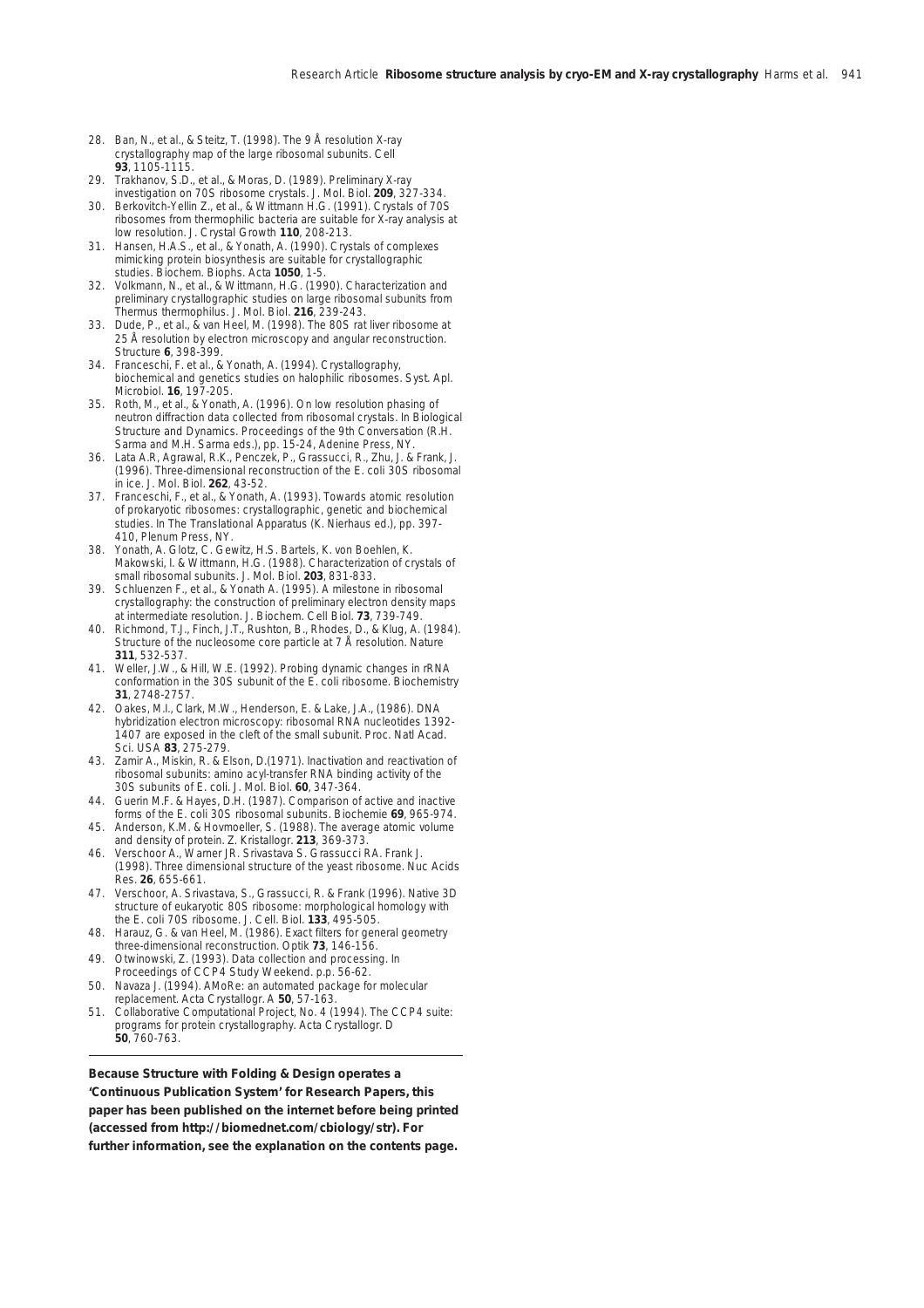28. Ban, N., et al., & Steitz, T. (1998). The 9 Å resolution X-ray crystallography map of the large ribosomal subunits. Cell **93**, 1105-1115.
29. Trakhanov, S.D., et al., & Moras, D. (1989). Preliminary X-ray investigation on 70S ribosome crystals. J. Mol. Biol. **209**, 327-334.
30. Berkovitch-Yellin Z., et al., & Wittmann H.G. (1991). Crystals of 70S ribosomes from thermophilic bacteria are suitable for X-ray analysis at low resolution. J. Crystal Growth **110**, 208-213.
31. Hansen, H.A.S., et al., & Yonath, A. (1990). Crystals of complexes mimicking protein biosynthesis are suitable for crystallographic studies. Biochem. Biophs. Acta **1050**, 1-5.
32. Volkmann, N., et al., & Wittmann, H.G. (1990). Characterization and preliminary crystallographic studies on large ribosomal subunits from Thermus thermophilus. J. Mol. Biol. **216**, 239-243.
33. Dude, P., et al., & van Heel, M. (1998). The 80S rat liver ribosome at 25 Å resolution by electron microscopy and angular reconstruction. Structure **6**, 398-399.
34. Franceschi, F. et al., & Yonath, A. (1994). Crystallography, biochemical and genetics studies on halophilic ribosomes. Syst. Apl. Microbiol. **16**, 197-205.
35. Roth, M., et al., & Yonath, A. (1996). On low resolution phasing of neutron diffraction data collected from ribosomal crystals. In Biological Structure and Dynamics. Proceedings of the 9th Conversation (R.H. Sarma and M.H. Sarma eds.), pp. 15-24, Adenine Press, NY.
36. Lata A.R, Agrawal, R.K., Penczek, P., Grassucci, R., Zhu, J. & Frank, J. (1996). Three-dimensional reconstruction of the E. coli 30S ribosomal in ice. J. Mol. Biol. **262**, 43-52.
37. Franceschi, F., et al., & Yonath, A. (1993). Towards atomic resolution of prokaryotic ribosomes: crystallographic, genetic and biochemical studies. In The Translational Apparatus (K. Nierhaus ed.), pp. 397-410, Plenum Press, NY.
38. Yonath, A. Glotz, C. Gewitz, H.S. Bartels, K. von Boehlen, K. Makowski, I. & Wittmann, H.G. (1988). Characterization of crystals of small ribosomal subunits. J. Mol. Biol. **203**, 831-833.
39. Schluenzen F., et al., & Yonath A. (1995). A milestone in ribosomal crystallography: the construction of preliminary electron density maps at intermediate resolution. J. Biochem. Cell Biol. **73**, 739-749.
40. Richmond, T.J., Finch, J.T., Rushton, B., Rhodes, D., & Klug, A. (1984). Structure of the nucleosome core particle at 7 Å resolution. Nature **311**, 532-537.
41. Weller, J.W., & Hill, W.E. (1992). Probing dynamic changes in rRNA conformation in the 30S subunit of the E. coli ribosome. Biochemistry **31**, 2748-2757.
42. Oakes, M.I., Clark, M.W., Henderson, E. & Lake, J.A., (1986). DNA hybridization electron microscopy: ribosomal RNA nucleotides 1392-1407 are exposed in the cleft of the small subunit. Proc. Natl Acad. Sci. USA **83**, 275-279.
43. Zamir A., Miskin, R. & Elson, D.(1971). Inactivation and reactivation of ribosomal subunits: amino acyl-transfer RNA binding activity of the 30S subunits of E. coli. J. Mol. Biol. **60**, 347-364.
44. Guerin M.F. & Hayes, D.H. (1987). Comparison of active and inactive forms of the E. coli 30S ribosomal subunits. Biochemie **69**, 965-974.
45. Anderson, K.M. & Hovmoeller, S. (1988). The average atomic volume and density of protein. Z. Kristallogr. **213**, 369-373.
46. Verschoor A., Warner JR. Srivastava S. Grassucci RA. Frank J. (1998). Three dimensional structure of the yeast ribosome. Nuc Acids Res. **26**, 655-661.
47. Verschoor, A. Srivastava, S., Grassucci, R. & Frank (1996). Native 3D structure of eukaryotic 80S ribosome: morphological homology with the E. coli 70S ribosome. J. Cell. Biol. **133**, 495-505.
48. Harauz, G. & van Heel, M. (1986). Exact filters for general geometry three-dimensional reconstruction. Optik **73**, 146-156.
49. Otwinowski, Z. (1993). Data collection and processing. In Proceedings of CCP4 Study Weekend. p.p. 56-62.
50. Navaza J. (1994). AMoRe: an automated package for molecular replacement. Acta Crystallogr. A **50**, 57-163.
51. Collaborative Computational Project, No. 4 (1994). The CCP4 suite: programs for protein crystallography. Acta Crystallogr. D **50**, 760-763.

---

**Because Structure with Folding & Design operates a 'Continuous Publication System' for Research Papers, this paper has been published on the internet before being printed (accessed from http://biomednet.com/cbiology/str). For further information, see the explanation on the contents page.**